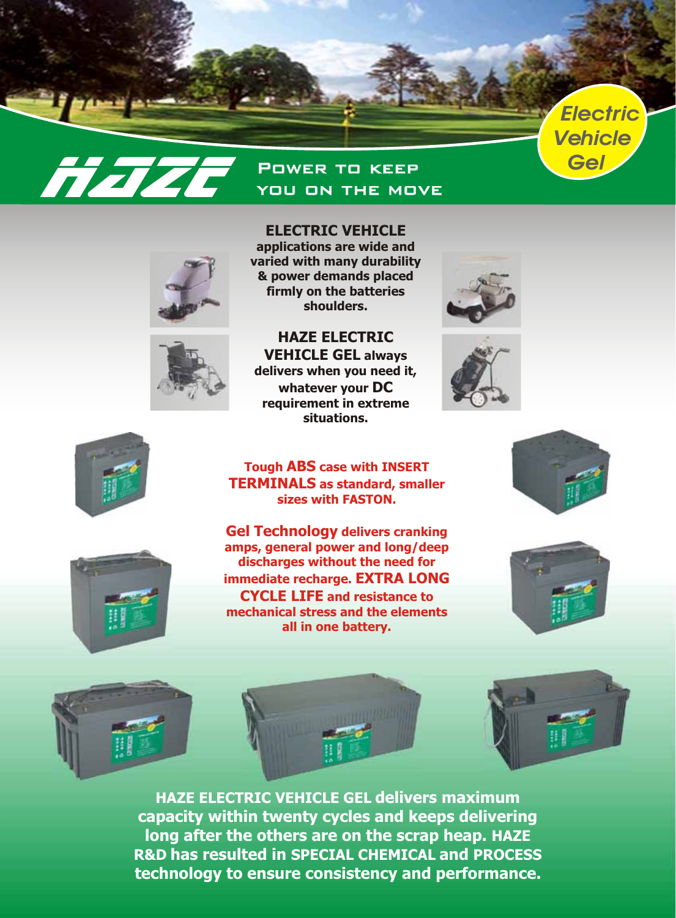# HAZE

POWER TO KEEP YOU ON THE MOVE

*Electric Vehicle Gel*

**ELECTRIC VEHICLE applications are wide and varied with many durability & power demands placed firmly on the batteries shoulders.**

**HAZE ELECTRIC VEHICLE GEL always delivers when you need it, whatever your DC requirement in extreme situations.**

**Tough ABS case with INSERT TERMINALS as standard, smaller sizes with FASTON.**

**Gel Technology delivers cranking amps, general power and long/deep discharges without the need for immediate recharge. EXTRA LONG CYCLE LIFE and resistance to mechanical stress and the elements all in one battery.**

**HAZE ELECTRIC VEHICLE GEL delivers maximum capacity within twenty cycles and keeps delivering long after the others are on the scrap heap. HAZE R&D has resulted in SPECIAL CHEMICAL and PROCESS technology to ensure consistency and performance.**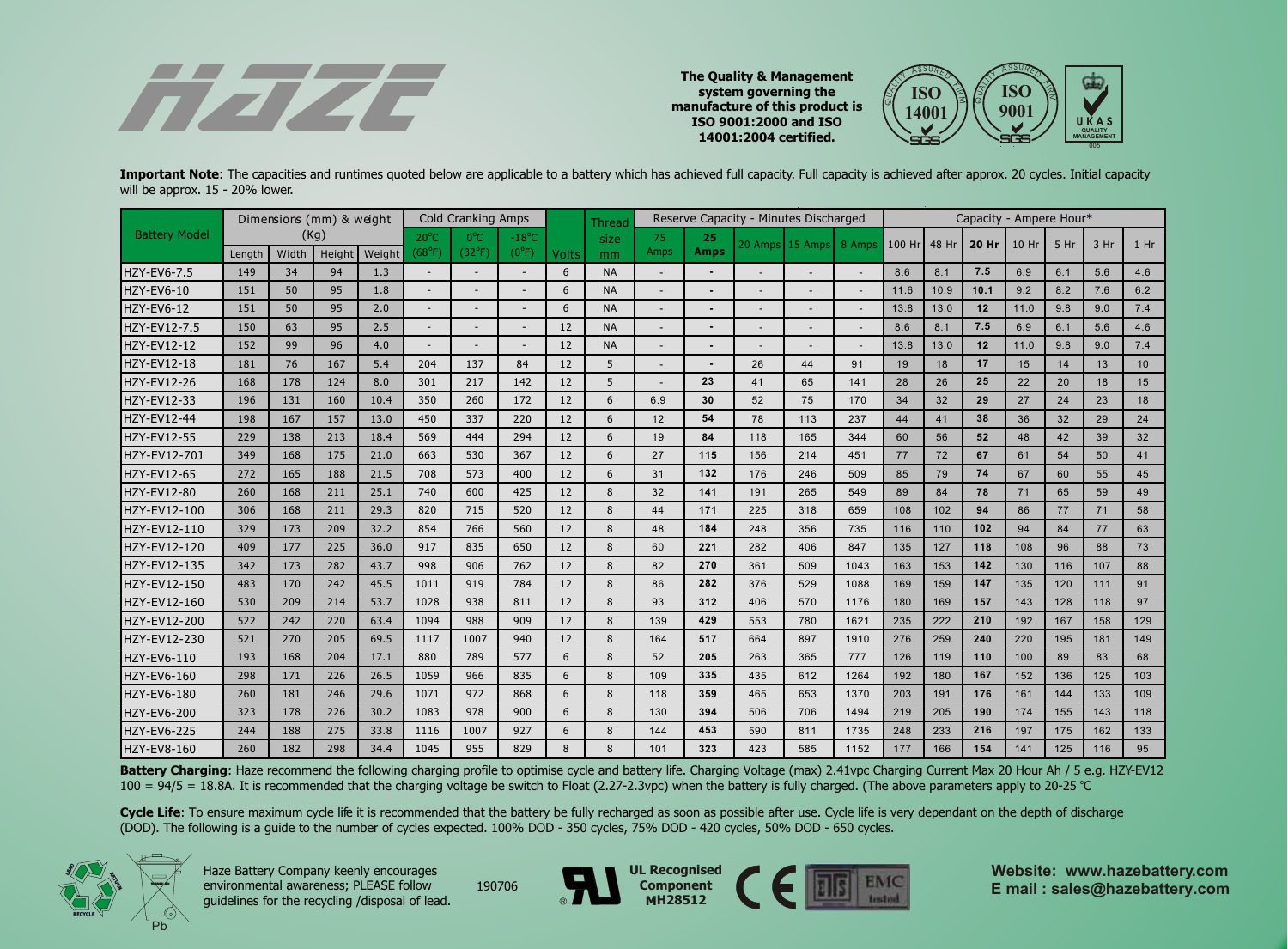# HAZE

The Quality & Management system governing the manufacture of this product is ISO 9001:2000 and ISO 14001:2004 certified.

ISO 14001 · ISO 9001 · UKAS QUALITY MANAGEMENT

**Important Note**: The capacities and runtimes quoted below are applicable to a battery which has achieved full capacity. Full capacity is achieved after approx. 20 cycles. Initial capacity will be approx. 15 - 20% lower.

| Battery Model | Dimensions (mm) & weight (Kg) | | | | Cold Cranking Amps | | | Volts | Thread size mm | Reserve Capacity - Minutes Discharged | | | | | Capacity - Ampere Hour* | | | | | | |
|---|---|---|---|---|---|---|---|---|---|---|---|---|---|---|---|---|---|---|---|---|---|
| | Length | Width | Height | Weight | 20°C (68°F) | 0°C (32°F) | -18°C (0°F) | | | 75 Amps | **25 Amps** | 20 Amps | 15 Amps | 8 Amps | 100 Hr | 48 Hr | **20 Hr** | 10 Hr | 5 Hr | 3 Hr | 1 Hr |
| HZY-EV6-7.5 | 149 | 34 | 94 | 1.3 | - | - | - | 6 | NA | - | - | - | - | - | 8.6 | 8.1 | **7.5** | 6.9 | 6.1 | 5.6 | 4.6 |
| HZY-EV6-10 | 151 | 50 | 95 | 1.8 | - | - | - | 6 | NA | - | - | - | - | - | 11.6 | 10.9 | **10.1** | 9.2 | 8.2 | 7.6 | 6.2 |
| HZY-EV6-12 | 151 | 50 | 95 | 2.0 | - | - | - | 6 | NA | - | - | - | - | - | 13.8 | 13.0 | **12** | 11.0 | 9.8 | 9.0 | 7.4 |
| HZY-EV12-7.5 | 150 | 63 | 95 | 2.5 | - | - | - | 12 | NA | - | - | - | - | - | 8.6 | 8.1 | **7.5** | 6.9 | 6.1 | 5.6 | 4.6 |
| HZY-EV12-12 | 152 | 99 | 96 | 4.0 | - | - | - | 12 | NA | - | - | - | - | - | 13.8 | 13.0 | **12** | 11.0 | 9.8 | 9.0 | 7.4 |
| HZY-EV12-18 | 181 | 76 | 167 | 5.4 | 204 | 137 | 84 | 12 | 5 | - | - | 26 | 44 | 91 | 19 | 18 | **17** | 15 | 14 | 13 | 10 |
| HZY-EV12-26 | 168 | 178 | 124 | 8.0 | 301 | 217 | 142 | 12 | 5 | - | **23** | 41 | 65 | 141 | 28 | 26 | **25** | 22 | 20 | 18 | 15 |
| HZY-EV12-33 | 196 | 131 | 160 | 10.4 | 350 | 260 | 172 | 12 | 6 | 6.9 | **30** | 52 | 75 | 170 | 34 | 32 | **29** | 27 | 24 | 23 | 18 |
| HZY-EV12-44 | 198 | 167 | 157 | 13.0 | 450 | 337 | 220 | 12 | 6 | 12 | **54** | 78 | 113 | 237 | 44 | 41 | **38** | 36 | 32 | 29 | 24 |
| HZY-EV12-55 | 229 | 138 | 213 | 18.4 | 569 | 444 | 294 | 12 | 6 | 19 | **84** | 118 | 165 | 344 | 60 | 56 | **52** | 48 | 42 | 39 | 32 |
| HZY-EV12-70J | 349 | 168 | 175 | 21.0 | 663 | 530 | 367 | 12 | 6 | 27 | **115** | 156 | 214 | 451 | 77 | 72 | **67** | 61 | 54 | 50 | 41 |
| HZY-EV12-65 | 272 | 165 | 188 | 21.5 | 708 | 573 | 400 | 12 | 6 | 31 | **132** | 176 | 246 | 509 | 85 | 79 | **74** | 67 | 60 | 55 | 45 |
| HZY-EV12-80 | 260 | 168 | 211 | 25.1 | 740 | 600 | 425 | 12 | 8 | 32 | **141** | 191 | 265 | 549 | 89 | 84 | **78** | 71 | 65 | 59 | 49 |
| HZY-EV12-100 | 306 | 168 | 211 | 29.3 | 820 | 715 | 520 | 12 | 8 | 44 | **171** | 225 | 318 | 659 | 108 | 102 | **94** | 86 | 77 | 71 | 58 |
| HZY-EV12-110 | 329 | 173 | 209 | 32.2 | 854 | 766 | 560 | 12 | 8 | 48 | **184** | 248 | 356 | 735 | 116 | 110 | **102** | 94 | 84 | 77 | 63 |
| HZY-EV12-120 | 409 | 177 | 225 | 36.0 | 917 | 835 | 650 | 12 | 8 | 60 | **221** | 282 | 406 | 847 | 135 | 127 | **118** | 108 | 96 | 88 | 73 |
| HZY-EV12-135 | 342 | 173 | 282 | 43.7 | 998 | 906 | 762 | 12 | 8 | 82 | **270** | 361 | 509 | 1043 | 163 | 153 | **142** | 130 | 116 | 107 | 88 |
| HZY-EV12-150 | 483 | 170 | 242 | 45.5 | 1011 | 919 | 784 | 12 | 8 | 86 | **282** | 376 | 529 | 1088 | 169 | 159 | **147** | 135 | 120 | 111 | 91 |
| HZY-EV12-160 | 530 | 209 | 214 | 53.7 | 1028 | 938 | 811 | 12 | 8 | 93 | **312** | 406 | 570 | 1176 | 180 | 169 | **157** | 143 | 128 | 118 | 97 |
| HZY-EV12-200 | 522 | 242 | 220 | 63.4 | 1094 | 988 | 909 | 12 | 8 | 139 | **429** | 553 | 780 | 1621 | 235 | 222 | **210** | 192 | 167 | 158 | 129 |
| HZY-EV12-230 | 521 | 270 | 205 | 69.5 | 1117 | 1007 | 940 | 12 | 8 | 164 | **517** | 664 | 897 | 1910 | 276 | 259 | **240** | 220 | 195 | 181 | 149 |
| HZY-EV6-110 | 193 | 168 | 204 | 17.1 | 880 | 789 | 577 | 6 | 8 | 52 | **205** | 263 | 365 | 777 | 126 | 119 | **110** | 100 | 89 | 83 | 68 |
| HZY-EV6-160 | 298 | 171 | 226 | 26.5 | 1059 | 966 | 835 | 6 | 8 | 109 | **335** | 435 | 612 | 1264 | 192 | 180 | **167** | 152 | 136 | 125 | 103 |
| HZY-EV6-180 | 260 | 181 | 246 | 29.6 | 1071 | 972 | 868 | 6 | 8 | 118 | **359** | 465 | 653 | 1370 | 203 | 191 | **176** | 161 | 144 | 133 | 109 |
| HZY-EV6-200 | 323 | 178 | 226 | 30.2 | 1083 | 978 | 900 | 6 | 8 | 130 | **394** | 506 | 706 | 1494 | 219 | 205 | **190** | 174 | 155 | 143 | 118 |
| HZY-EV6-225 | 244 | 188 | 275 | 33.8 | 1116 | 1007 | 927 | 6 | 8 | 144 | **453** | 590 | 811 | 1735 | 248 | 233 | **216** | 197 | 175 | 162 | 133 |
| HZY-EV8-160 | 260 | 182 | 298 | 34.4 | 1045 | 955 | 829 | 8 | 8 | 101 | **323** | 423 | 585 | 1152 | 177 | 166 | **154** | 141 | 125 | 116 | 95 |

**Battery Charging**: Haze recommend the following charging profile to optimise cycle and battery life. Charging Voltage (max) 2.41vpc Charging Current Max 20 Hour Ah / 5 e.g. HZY-EV12 100 = 94/5 = 18.8A. It is recommended that the charging voltage be switch to Float (2.27-2.3vpc) when the battery is fully charged. (The above parameters apply to 20-25 ℃

**Cycle Life**: To ensure maximum cycle life it is recommended that the battery be fully recharged as soon as possible after use. Cycle life is very dependant on the depth of discharge (DOD). The following is a guide to the number of cycles expected. 100% DOD - 350 cycles, 75% DOD - 420 cycles, 50% DOD - 650 cycles.

Pb

Haze Battery Company keenly encourages environmental awareness; PLEASE follow guidelines for the recycling /disposal of lead.

190706

UL Recognised Component MH28512

CE · EMC tested

**Website: www.hazebattery.com**
**E mail : sales@hazebattery.com**